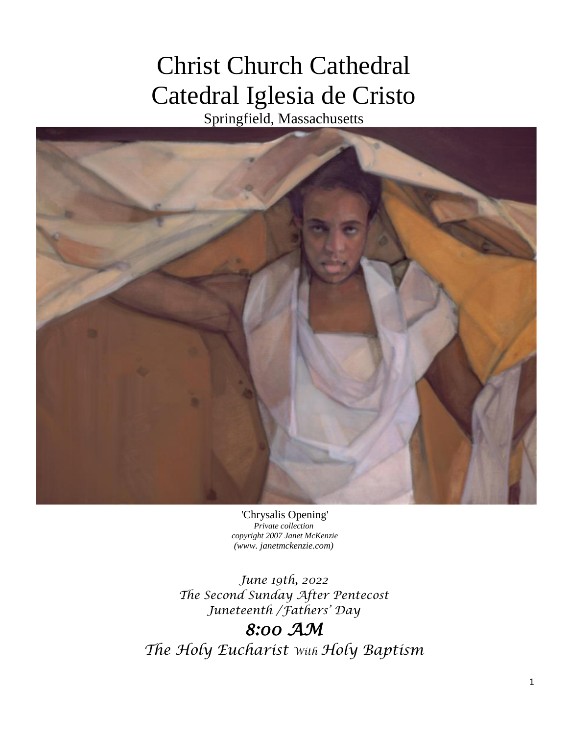# Christ Church Cathedral
# Catedral Iglesia de Cristo

Springfield, Massachusetts

'Chrysalis Opening'
*Private collection*
*copyright 2007 Janet McKenzie*
*(www. janetmckenzie.com)*

*June 19th, 2022*
*The Second Sunday After Pentecost*
*Juneteenth /Fathers' Day*

## *8:00 AM*

## *The Holy Eucharist With Holy Baptism*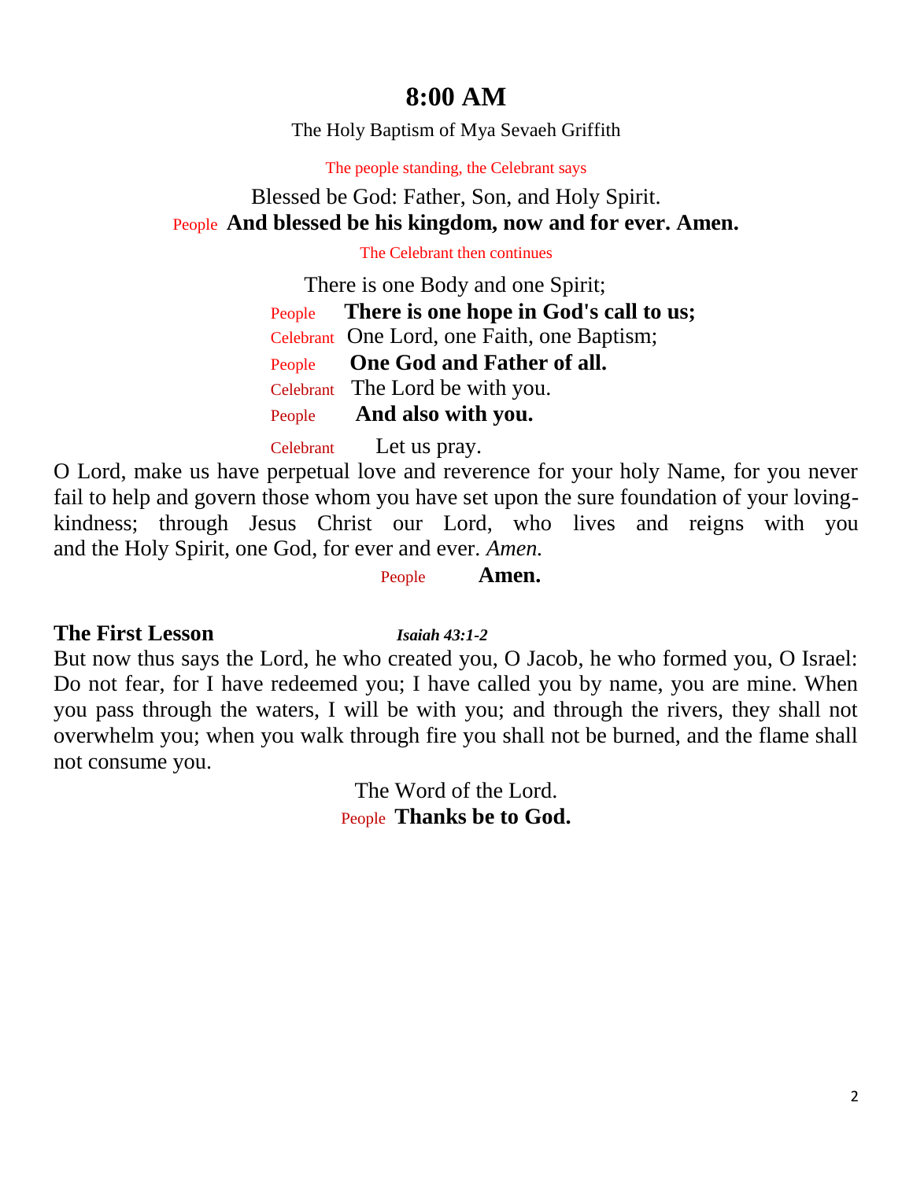# 8:00 AM

The Holy Baptism of Mya Sevaeh Griffith

The people standing, the Celebrant says

Blessed be God: Father, Son, and Holy Spirit.

People **And blessed be his kingdom, now and for ever. Amen.**

The Celebrant then continues

There is one Body and one Spirit;

People **There is one hope in God's call to us;**

Celebrant One Lord, one Faith, one Baptism;

People **One God and Father of all.**

Celebrant The Lord be with you.

People **And also with you.**

Celebrant Let us pray.

O Lord, make us have perpetual love and reverence for your holy Name, for you never fail to help and govern those whom you have set upon the sure foundation of your loving-kindness; through Jesus Christ our Lord, who lives and reigns with you and the Holy Spirit, one God, for ever and ever. *Amen.*

People **Amen.**

**The First Lesson** ***Isaiah 43:1-2***

But now thus says the Lord, he who created you, O Jacob, he who formed you, O Israel: Do not fear, for I have redeemed you; I have called you by name, you are mine. When you pass through the waters, I will be with you; and through the rivers, they shall not overwhelm you; when you walk through fire you shall not be burned, and the flame shall not consume you.

The Word of the Lord.

People **Thanks be to God.**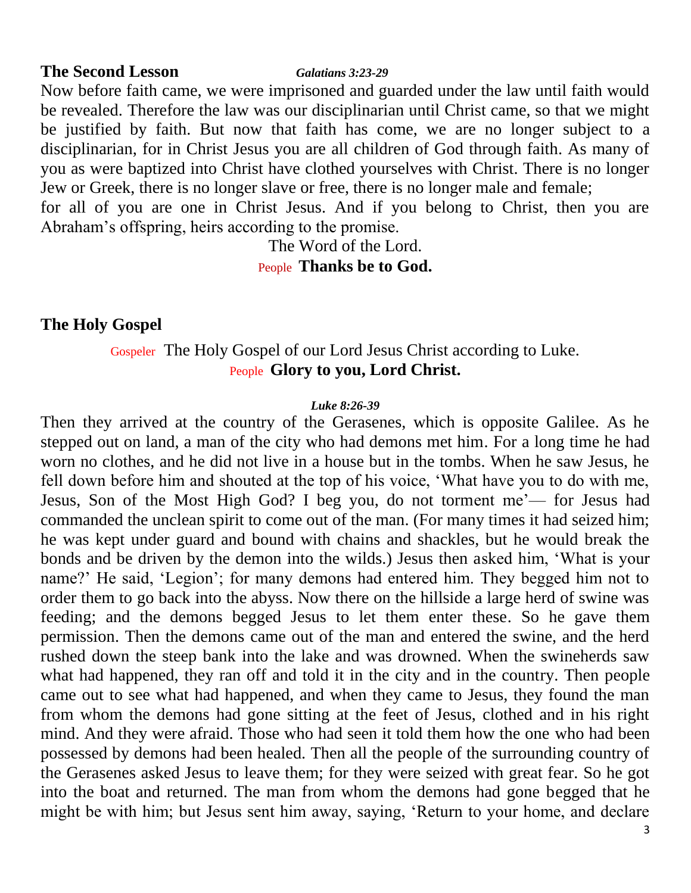## The Second Lesson *Galatians 3:23-29*

Now before faith came, we were imprisoned and guarded under the law until faith would be revealed. Therefore the law was our disciplinarian until Christ came, so that we might be justified by faith. But now that faith has come, we are no longer subject to a disciplinarian, for in Christ Jesus you are all children of God through faith. As many of you as were baptized into Christ have clothed yourselves with Christ. There is no longer Jew or Greek, there is no longer slave or free, there is no longer male and female;
for all of you are one in Christ Jesus. And if you belong to Christ, then you are Abraham's offspring, heirs according to the promise.

The Word of the Lord.

People **Thanks be to God.**

## The Holy Gospel

Gospeler The Holy Gospel of our Lord Jesus Christ according to Luke.

People **Glory to you, Lord Christ.**

***Luke 8:26-39***

Then they arrived at the country of the Gerasenes, which is opposite Galilee. As he stepped out on land, a man of the city who had demons met him. For a long time he had worn no clothes, and he did not live in a house but in the tombs. When he saw Jesus, he fell down before him and shouted at the top of his voice, 'What have you to do with me, Jesus, Son of the Most High God? I beg you, do not torment me'— for Jesus had commanded the unclean spirit to come out of the man. (For many times it had seized him; he was kept under guard and bound with chains and shackles, but he would break the bonds and be driven by the demon into the wilds.) Jesus then asked him, 'What is your name?' He said, 'Legion'; for many demons had entered him. They begged him not to order them to go back into the abyss. Now there on the hillside a large herd of swine was feeding; and the demons begged Jesus to let them enter these. So he gave them permission. Then the demons came out of the man and entered the swine, and the herd rushed down the steep bank into the lake and was drowned. When the swineherds saw what had happened, they ran off and told it in the city and in the country. Then people came out to see what had happened, and when they came to Jesus, they found the man from whom the demons had gone sitting at the feet of Jesus, clothed and in his right mind. And they were afraid. Those who had seen it told them how the one who had been possessed by demons had been healed. Then all the people of the surrounding country of the Gerasenes asked Jesus to leave them; for they were seized with great fear. So he got into the boat and returned. The man from whom the demons had gone begged that he might be with him; but Jesus sent him away, saying, 'Return to your home, and declare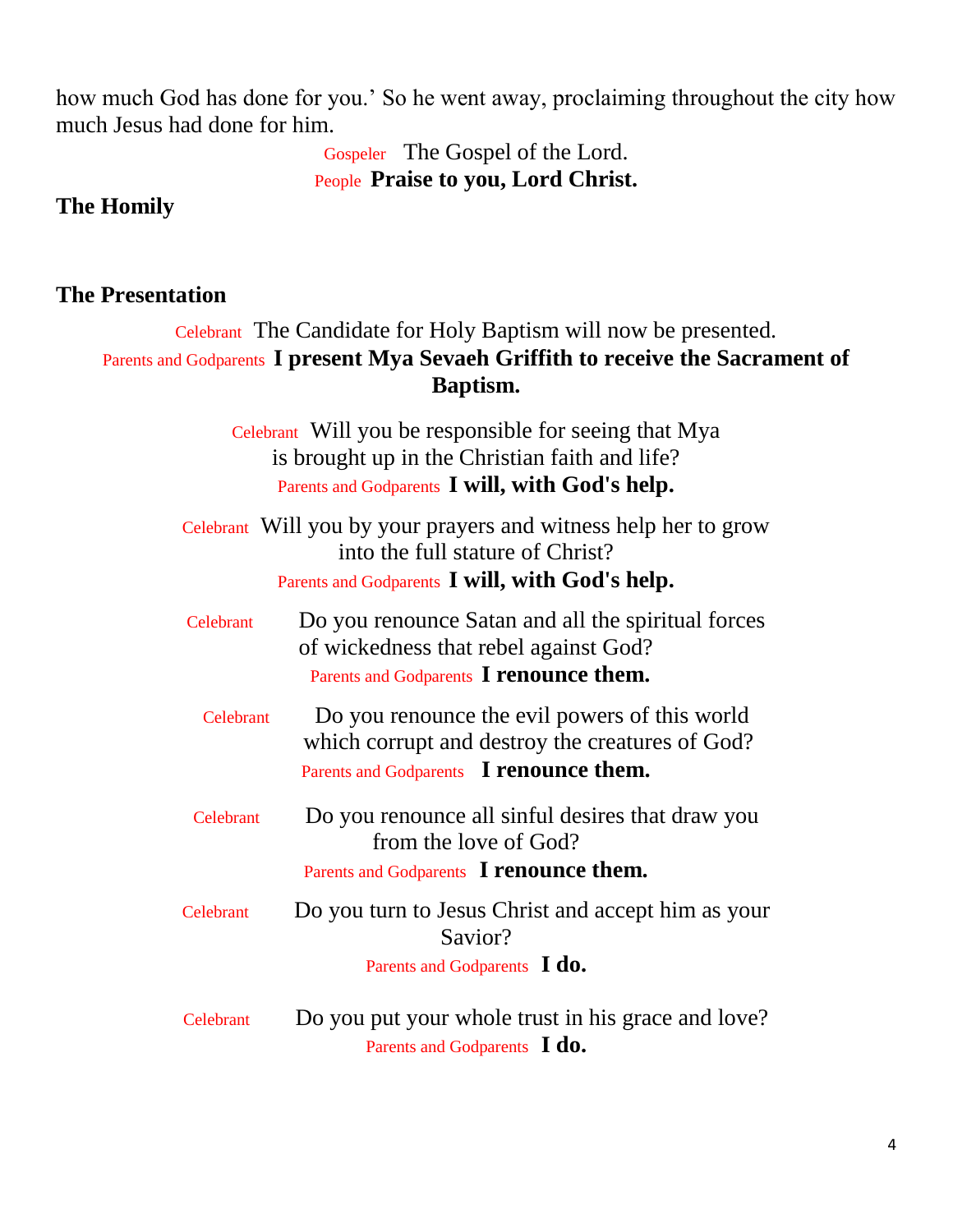how much God has done for you.' So he went away, proclaiming throughout the city how much Jesus had done for him.

Gospeler The Gospel of the Lord.
People **Praise to you, Lord Christ.**

## The Homily

## The Presentation

Celebrant The Candidate for Holy Baptism will now be presented.
Parents and Godparents **I present Mya Sevaeh Griffith to receive the Sacrament of Baptism.**

Celebrant Will you be responsible for seeing that Mya is brought up in the Christian faith and life?
Parents and Godparents **I will, with God's help.**

Celebrant Will you by your prayers and witness help her to grow into the full stature of Christ?
Parents and Godparents **I will, with God's help.**

Celebrant Do you renounce Satan and all the spiritual forces of wickedness that rebel against God?
Parents and Godparents **I renounce them.**

Celebrant Do you renounce the evil powers of this world which corrupt and destroy the creatures of God?
Parents and Godparents **I renounce them.**

Celebrant Do you renounce all sinful desires that draw you from the love of God?
Parents and Godparents **I renounce them.**

Celebrant Do you turn to Jesus Christ and accept him as your Savior?
Parents and Godparents **I do.**

Celebrant Do you put your whole trust in his grace and love?
Parents and Godparents **I do.**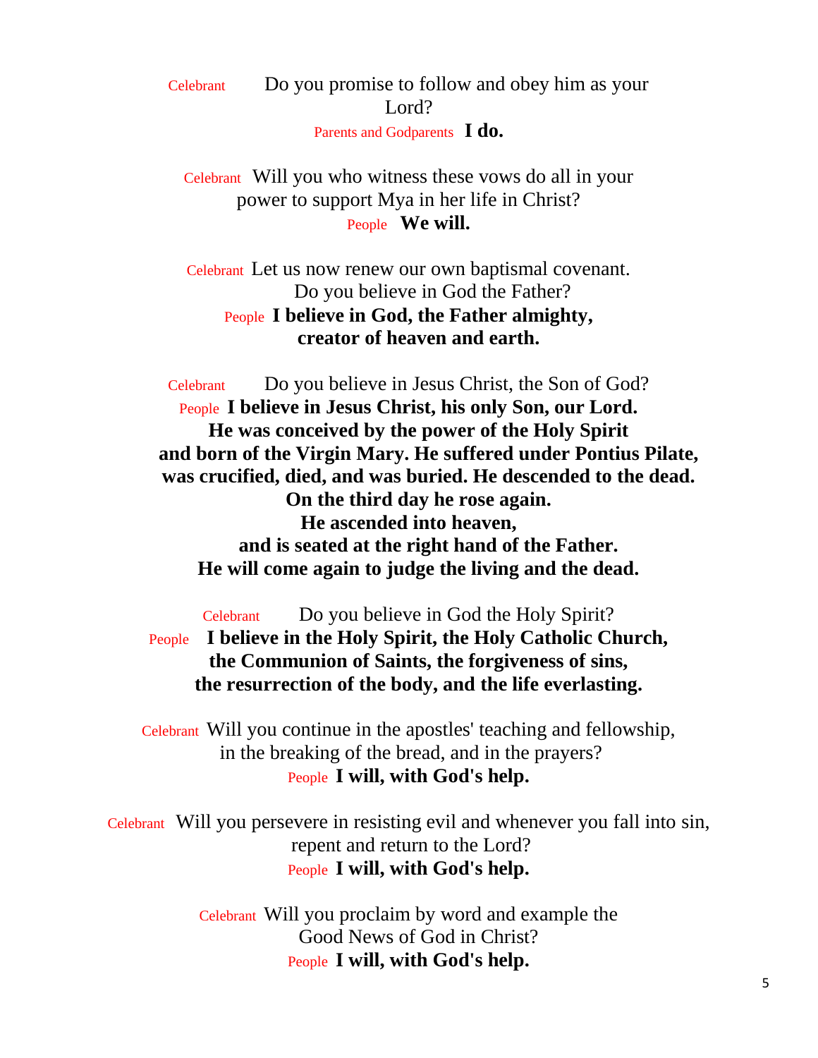Celebrant Do you promise to follow and obey him as your Lord?

Parents and Godparents **I do.**

Celebrant Will you who witness these vows do all in your power to support Mya in her life in Christ?

People **We will.**

Celebrant Let us now renew our own baptismal covenant. Do you believe in God the Father?

People **I believe in God, the Father almighty, creator of heaven and earth.**

Celebrant Do you believe in Jesus Christ, the Son of God?

People **I believe in Jesus Christ, his only Son, our Lord. He was conceived by the power of the Holy Spirit and born of the Virgin Mary. He suffered under Pontius Pilate, was crucified, died, and was buried. He descended to the dead. On the third day he rose again. He ascended into heaven, and is seated at the right hand of the Father. He will come again to judge the living and the dead.**

Celebrant Do you believe in God the Holy Spirit?

People **I believe in the Holy Spirit, the Holy Catholic Church, the Communion of Saints, the forgiveness of sins, the resurrection of the body, and the life everlasting.**

Celebrant Will you continue in the apostles' teaching and fellowship, in the breaking of the bread, and in the prayers?

People **I will, with God's help.**

Celebrant Will you persevere in resisting evil and whenever you fall into sin, repent and return to the Lord?

People **I will, with God's help.**

Celebrant Will you proclaim by word and example the Good News of God in Christ?

People **I will, with God's help.**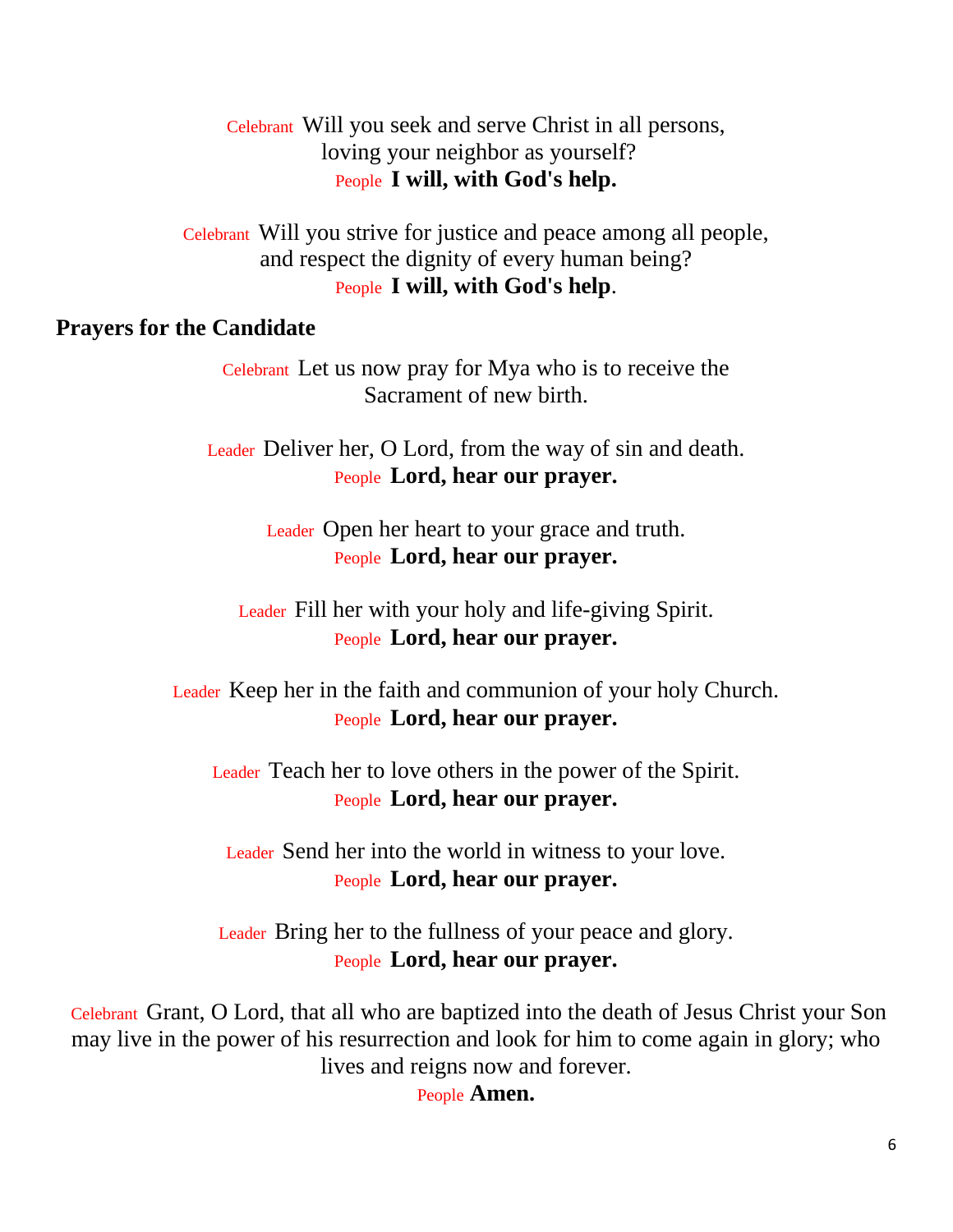Celebrant Will you seek and serve Christ in all persons,
loving your neighbor as yourself?

People **I will, with God's help.**

Celebrant Will you strive for justice and peace among all people,
and respect the dignity of every human being?

People **I will, with God's help**.

**Prayers for the Candidate**

Celebrant Let us now pray for Mya who is to receive the
Sacrament of new birth.

Leader Deliver her, O Lord, from the way of sin and death.

People **Lord, hear our prayer.**

Leader Open her heart to your grace and truth.

People **Lord, hear our prayer.**

Leader Fill her with your holy and life-giving Spirit.

People **Lord, hear our prayer.**

Leader Keep her in the faith and communion of your holy Church.

People **Lord, hear our prayer.**

Leader Teach her to love others in the power of the Spirit.

People **Lord, hear our prayer.**

Leader Send her into the world in witness to your love.

People **Lord, hear our prayer.**

Leader Bring her to the fullness of your peace and glory.

People **Lord, hear our prayer.**

Celebrant Grant, O Lord, that all who are baptized into the death of Jesus Christ your Son may live in the power of his resurrection and look for him to come again in glory; who lives and reigns now and forever.

People **Amen.**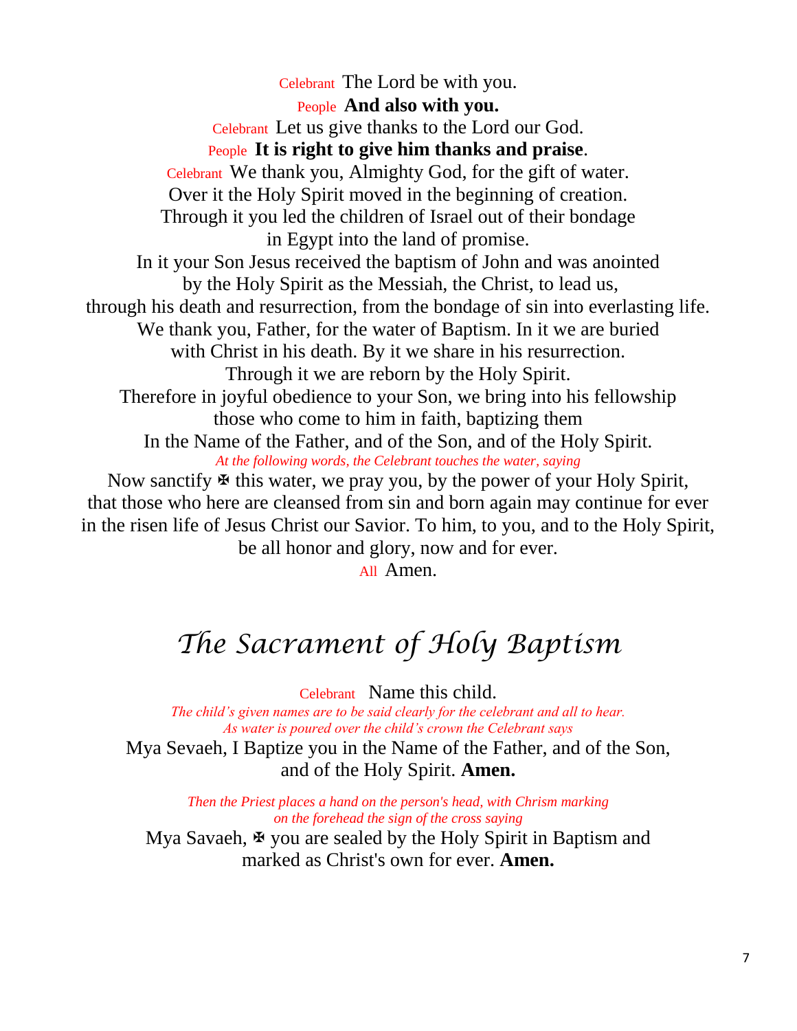Celebrant The Lord be with you.

People **And also with you.**

Celebrant Let us give thanks to the Lord our God.

People **It is right to give him thanks and praise**.

Celebrant We thank you, Almighty God, for the gift of water.
Over it the Holy Spirit moved in the beginning of creation.
Through it you led the children of Israel out of their bondage
in Egypt into the land of promise.
In it your Son Jesus received the baptism of John and was anointed
by the Holy Spirit as the Messiah, the Christ, to lead us,
through his death and resurrection, from the bondage of sin into everlasting life.
We thank you, Father, for the water of Baptism. In it we are buried
with Christ in his death. By it we share in his resurrection.
Through it we are reborn by the Holy Spirit.
Therefore in joyful obedience to your Son, we bring into his fellowship
those who come to him in faith, baptizing them
In the Name of the Father, and of the Son, and of the Holy Spirit.

*At the following words, the Celebrant touches the water, saying*

Now sanctify ✠ this water, we pray you, by the power of your Holy Spirit,
that those who here are cleansed from sin and born again may continue for ever
in the risen life of Jesus Christ our Savior. To him, to you, and to the Holy Spirit,
be all honor and glory, now and for ever.

All Amen.

# *The Sacrament of Holy Baptism*

Celebrant Name this child.

*The child's given names are to be said clearly for the celebrant and all to hear.*
*As water is poured over the child's crown the Celebrant says*

Mya Sevaeh, I Baptize you in the Name of the Father, and of the Son,
and of the Holy Spirit. **Amen.**

*Then the Priest places a hand on the person's head, with Chrism marking*
*on the forehead the sign of the cross saying*

Mya Savaeh, ✠ you are sealed by the Holy Spirit in Baptism and
marked as Christ's own for ever. **Amen.**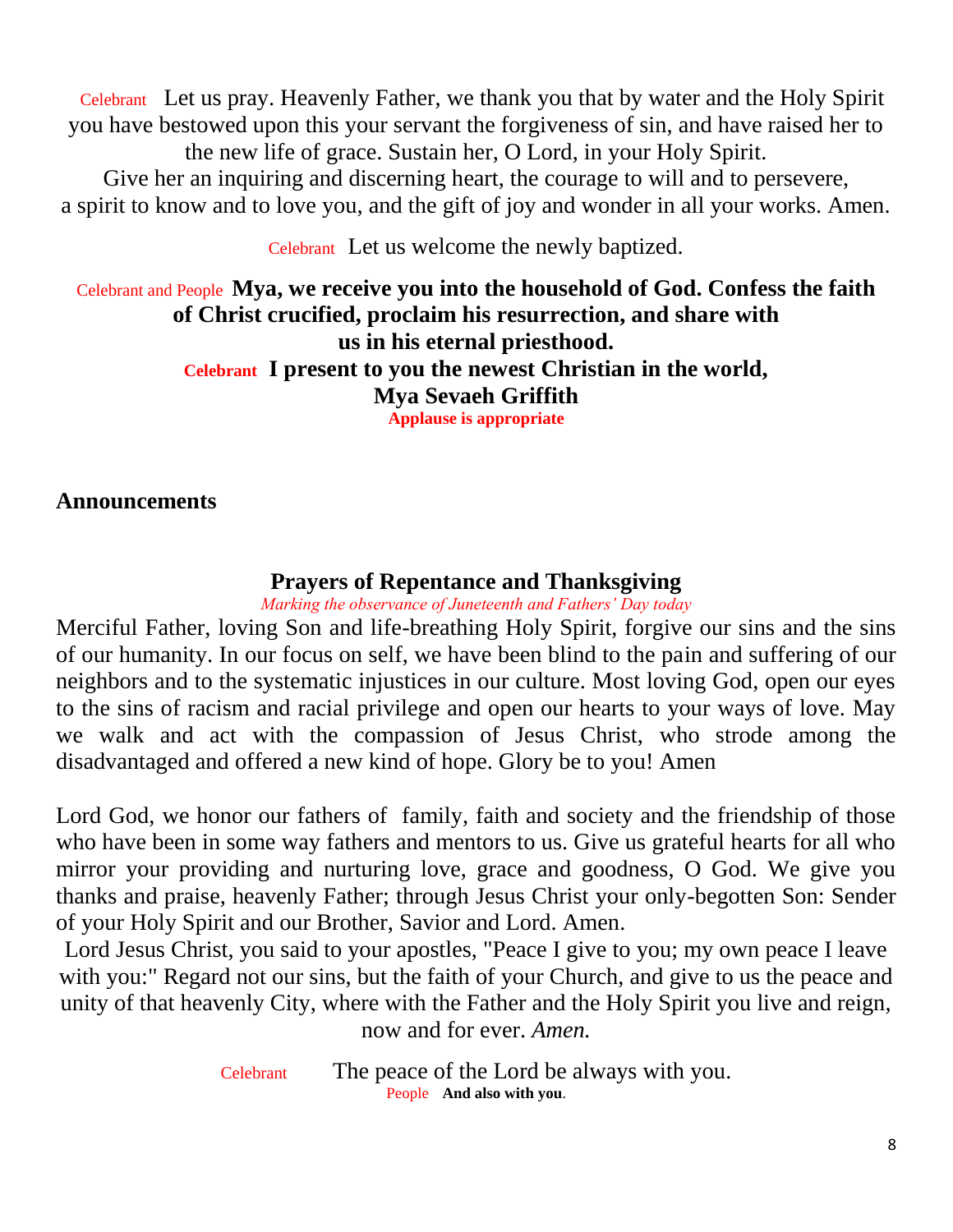Celebrant Let us pray. Heavenly Father, we thank you that by water and the Holy Spirit you have bestowed upon this your servant the forgiveness of sin, and have raised her to the new life of grace. Sustain her, O Lord, in your Holy Spirit. Give her an inquiring and discerning heart, the courage to will and to persevere, a spirit to know and to love you, and the gift of joy and wonder in all your works. Amen.

Celebrant Let us welcome the newly baptized.

Celebrant and People **Mya, we receive you into the household of God. Confess the faith of Christ crucified, proclaim his resurrection, and share with us in his eternal priesthood.**

**Celebrant I present to you the newest Christian in the world, Mya Sevaeh Griffith**

**Applause is appropriate**

**Announcements**

## Prayers of Repentance and Thanksgiving

*Marking the observance of Juneteenth and Fathers' Day today*

Merciful Father, loving Son and life-breathing Holy Spirit, forgive our sins and the sins of our humanity. In our focus on self, we have been blind to the pain and suffering of our neighbors and to the systematic injustices in our culture. Most loving God, open our eyes to the sins of racism and racial privilege and open our hearts to your ways of love. May we walk and act with the compassion of Jesus Christ, who strode among the disadvantaged and offered a new kind of hope. Glory be to you! Amen

Lord God, we honor our fathers of family, faith and society and the friendship of those who have been in some way fathers and mentors to us. Give us grateful hearts for all who mirror your providing and nurturing love, grace and goodness, O God. We give you thanks and praise, heavenly Father; through Jesus Christ your only-begotten Son: Sender of your Holy Spirit and our Brother, Savior and Lord. Amen.

Lord Jesus Christ, you said to your apostles, "Peace I give to you; my own peace I leave with you:" Regard not our sins, but the faith of your Church, and give to us the peace and unity of that heavenly City, where with the Father and the Holy Spirit you live and reign, now and for ever. *Amen.*

Celebrant The peace of the Lord be always with you.

People **And also with you**.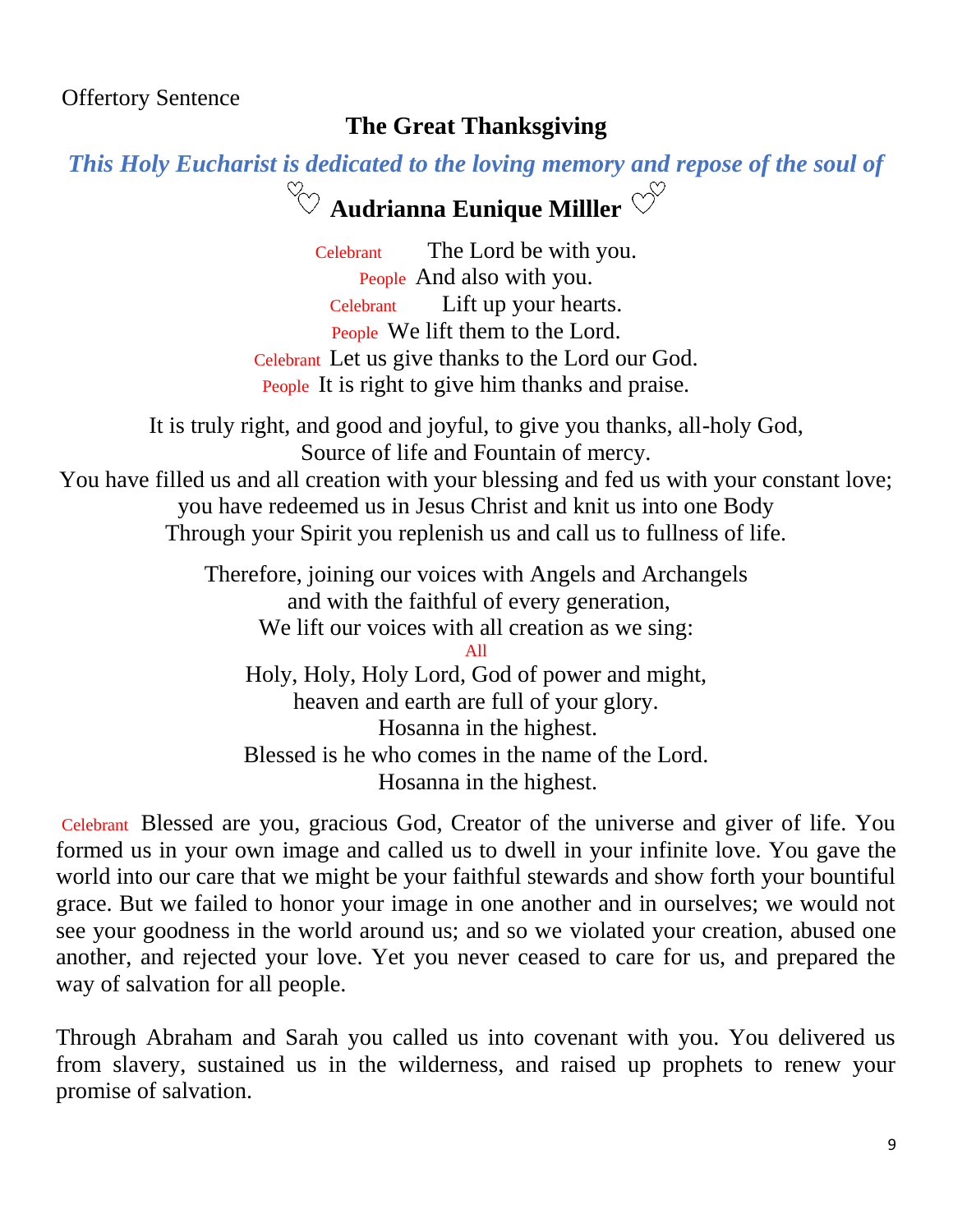Offertory Sentence

## The Great Thanksgiving

***This Holy Eucharist is dedicated to the loving memory and repose of the soul of***

♡ **Audrianna Eunique Milller** ♡

Celebrant The Lord be with you.
People And also with you.
Celebrant Lift up your hearts.
People We lift them to the Lord.
Celebrant Let us give thanks to the Lord our God.
People It is right to give him thanks and praise.

It is truly right, and good and joyful, to give you thanks, all-holy God,
Source of life and Fountain of mercy.
You have filled us and all creation with your blessing and fed us with your constant love;
you have redeemed us in Jesus Christ and knit us into one Body
Through your Spirit you replenish us and call us to fullness of life.

Therefore, joining our voices with Angels and Archangels
and with the faithful of every generation,
We lift our voices with all creation as we sing:

All
Holy, Holy, Holy Lord, God of power and might,
heaven and earth are full of your glory.
Hosanna in the highest.
Blessed is he who comes in the name of the Lord.
Hosanna in the highest.

Celebrant Blessed are you, gracious God, Creator of the universe and giver of life. You formed us in your own image and called us to dwell in your infinite love. You gave the world into our care that we might be your faithful stewards and show forth your bountiful grace. But we failed to honor your image in one another and in ourselves; we would not see your goodness in the world around us; and so we violated your creation, abused one another, and rejected your love. Yet you never ceased to care for us, and prepared the way of salvation for all people.

Through Abraham and Sarah you called us into covenant with you. You delivered us from slavery, sustained us in the wilderness, and raised up prophets to renew your promise of salvation.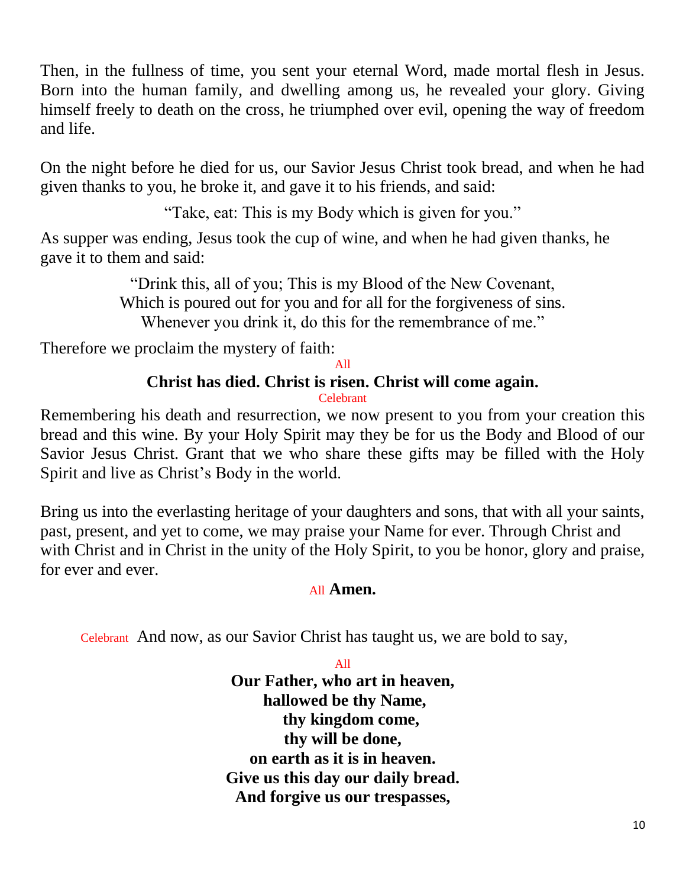Then, in the fullness of time, you sent your eternal Word, made mortal flesh in Jesus. Born into the human family, and dwelling among us, he revealed your glory. Giving himself freely to death on the cross, he triumphed over evil, opening the way of freedom and life.

On the night before he died for us, our Savior Jesus Christ took bread, and when he had given thanks to you, he broke it, and gave it to his friends, and said:

"Take, eat: This is my Body which is given for you."

As supper was ending, Jesus took the cup of wine, and when he had given thanks, he gave it to them and said:

"Drink this, all of you; This is my Blood of the New Covenant,
Which is poured out for you and for all for the forgiveness of sins.
Whenever you drink it, do this for the remembrance of me."

Therefore we proclaim the mystery of faith:

All

**Christ has died. Christ is risen. Christ will come again.**

Celebrant

Remembering his death and resurrection, we now present to you from your creation this bread and this wine. By your Holy Spirit may they be for us the Body and Blood of our Savior Jesus Christ. Grant that we who share these gifts may be filled with the Holy Spirit and live as Christ's Body in the world.

Bring us into the everlasting heritage of your daughters and sons, that with all your saints, past, present, and yet to come, we may praise your Name for ever. Through Christ and with Christ and in Christ in the unity of the Holy Spirit, to you be honor, glory and praise, for ever and ever.

All **Amen.**

Celebrant And now, as our Savior Christ has taught us, we are bold to say,

All

**Our Father, who art in heaven,**
**hallowed be thy Name,**
**thy kingdom come,**
**thy will be done,**
**on earth as it is in heaven.**
**Give us this day our daily bread.**
**And forgive us our trespasses,**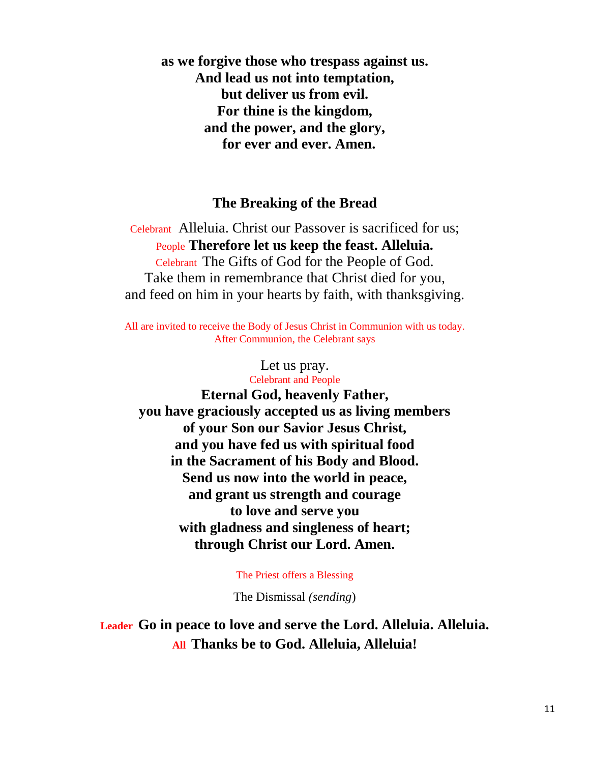**as we forgive those who trespass against us.**
**And lead us not into temptation,**
**but deliver us from evil.**
**For thine is the kingdom,**
**and the power, and the glory,**
**for ever and ever. Amen.**

## The Breaking of the Bread

Celebrant Alleluia. Christ our Passover is sacrificed for us;
People **Therefore let us keep the feast. Alleluia.**
Celebrant The Gifts of God for the People of God.
Take them in remembrance that Christ died for you,
and feed on him in your hearts by faith, with thanksgiving.

All are invited to receive the Body of Jesus Christ in Communion with us today.
After Communion, the Celebrant says

Let us pray.
Celebrant and People
**Eternal God, heavenly Father,**
**you have graciously accepted us as living members**
**of your Son our Savior Jesus Christ,**
**and you have fed us with spiritual food**
**in the Sacrament of his Body and Blood.**
**Send us now into the world in peace,**
**and grant us strength and courage**
**to love and serve you**
**with gladness and singleness of heart;**
**through Christ our Lord. Amen.**

The Priest offers a Blessing

The Dismissal *(sending)*

**Leader Go in peace to love and serve the Lord. Alleluia. Alleluia.**
**All Thanks be to God. Alleluia, Alleluia!**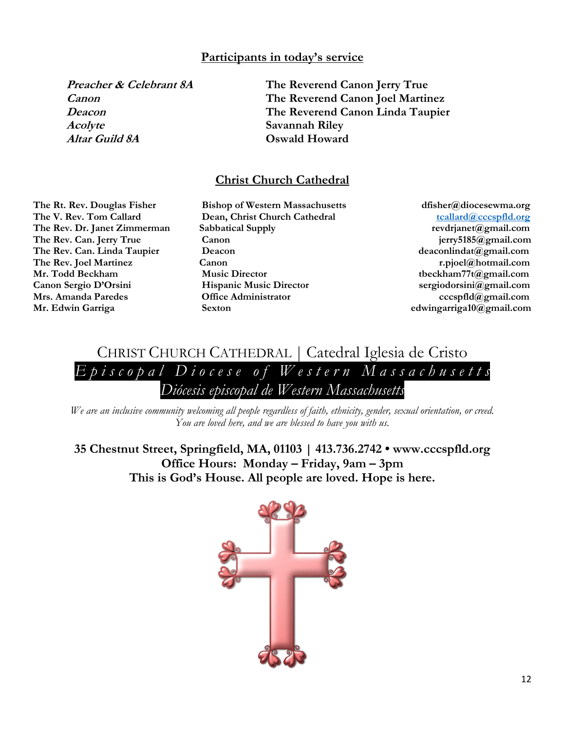## Participants in today's service

| | |
|---|---|
| ***Preacher & Celebrant 8A*** | **The Reverend Canon Jerry True** |
| ***Canon*** | **The Reverend Canon Joel Martinez** |
| ***Deacon*** | **The Reverend Canon Linda Taupier** |
| ***Acolyte*** | **Savannah Riley** |
| ***Altar Guild 8A*** | **Oswald Howard** |

## Christ Church Cathedral

| | | |
|---|---|---|
| **The Rt. Rev. Douglas Fisher** | **Bishop of Western Massachusetts** | **dfisher@diocesewma.org** |
| **The V. Rev. Tom Callard** | **Dean, Christ Church Cathedral** | **tcallard@cccspfld.org** |
| **The Rev. Dr. Janet Zimmerman** | **Sabbatical Supply** | **revdrjanet@gmail.com** |
| **The Rev. Can. Jerry True** | **Canon** | **jerry5185@gmail.com** |
| **The Rev. Can. Linda Taupier** | **Deacon** | **deaconlindat@gmail.com** |
| **The Rev. Joel Martinez** | **Canon** | **r.pjoel@hotmail.com** |
| **Mr. Todd Beckham** | **Music Director** | **tbeckham77t@gmail.com** |
| **Canon Sergio D'Orsini** | **Hispanic Music Director** | **sergiodorsini@gmail.com** |
| **Mrs. Amanda Paredes** | **Office Administrator** | **cccspfld@gmail.com** |
| **Mr. Edwin Garriga** | **Sexton** | **edwingarriga10@gmail.com** |

# CHRIST CHURCH CATHEDRAL | Catedral Iglesia de Cristo

*Episcopal Diocese of Western Massachusetts*

*Diócesis episcopal de Western Massachusetts*

*We are an inclusive community welcoming all people regardless of faith, ethnicity, gender, sexual orientation, or creed. You are loved here, and we are blessed to have you with us.*

**35 Chestnut Street, Springfield, MA, 01103 | 413.736.2742 • www.cccspfld.org**
**Office Hours: Monday – Friday, 9am – 3pm**
**This is God's House. All people are loved. Hope is here.**